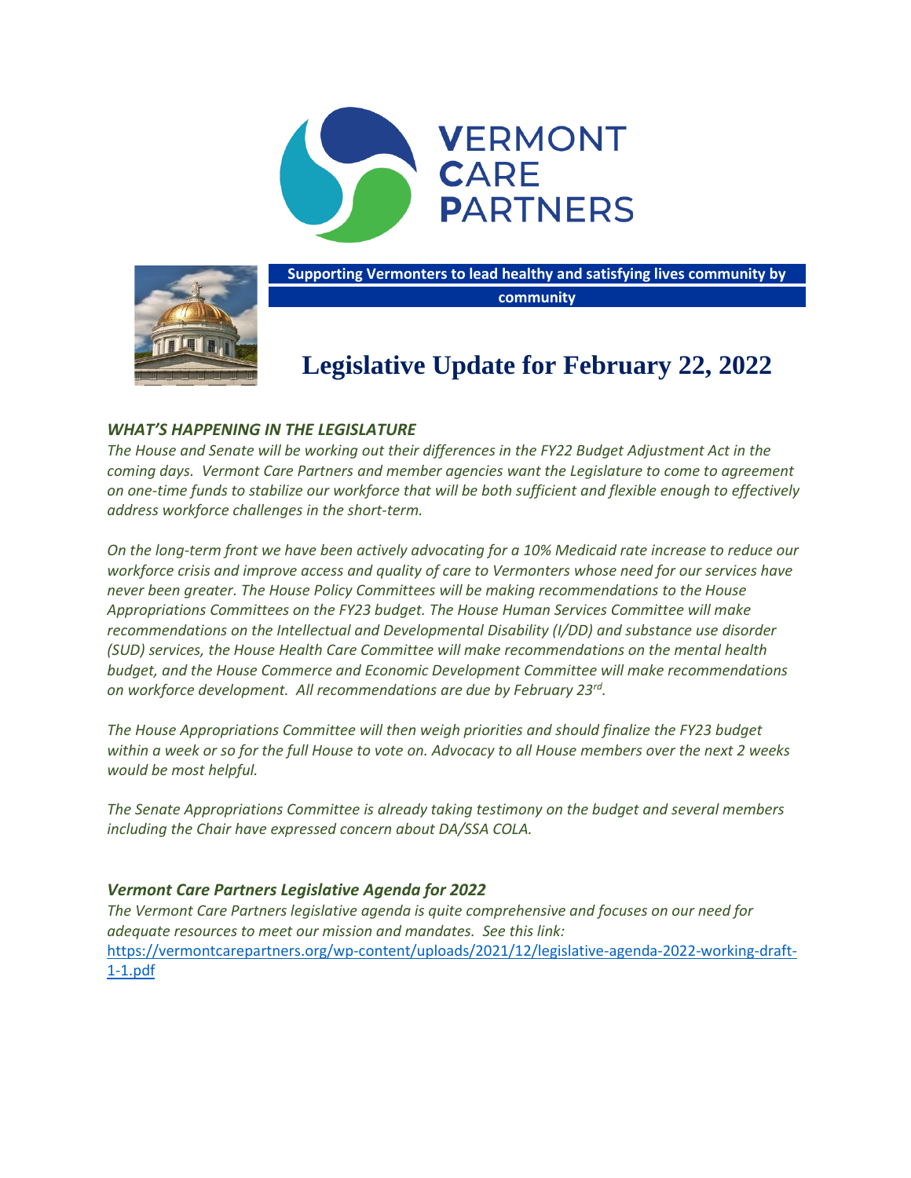# VERMONT CARE PARTNERS

**Supporting Vermonters to lead healthy and satisfying lives community by community**

# Legislative Update for February 22, 2022

### *WHAT'S HAPPENING IN THE LEGISLATURE*

*The House and Senate will be working out their differences in the FY22 Budget Adjustment Act in the coming days. Vermont Care Partners and member agencies want the Legislature to come to agreement on one-time funds to stabilize our workforce that will be both sufficient and flexible enough to effectively address workforce challenges in the short-term.*

*On the long-term front we have been actively advocating for a 10% Medicaid rate increase to reduce our workforce crisis and improve access and quality of care to Vermonters whose need for our services have never been greater. The House Policy Committees will be making recommendations to the House Appropriations Committees on the FY23 budget. The House Human Services Committee will make recommendations on the Intellectual and Developmental Disability (I/DD) and substance use disorder (SUD) services, the House Health Care Committee will make recommendations on the mental health budget, and the House Commerce and Economic Development Committee will make recommendations on workforce development. All recommendations are due by February 23rd.*

*The House Appropriations Committee will then weigh priorities and should finalize the FY23 budget within a week or so for the full House to vote on. Advocacy to all House members over the next 2 weeks would be most helpful.*

*The Senate Appropriations Committee is already taking testimony on the budget and several members including the Chair have expressed concern about DA/SSA COLA.*

### *Vermont Care Partners Legislative Agenda for 2022*

*The Vermont Care Partners legislative agenda is quite comprehensive and focuses on our need for adequate resources to meet our mission and mandates. See this link:*
https://vermontcarepartners.org/wp-content/uploads/2021/12/legislative-agenda-2022-working-draft-1-1.pdf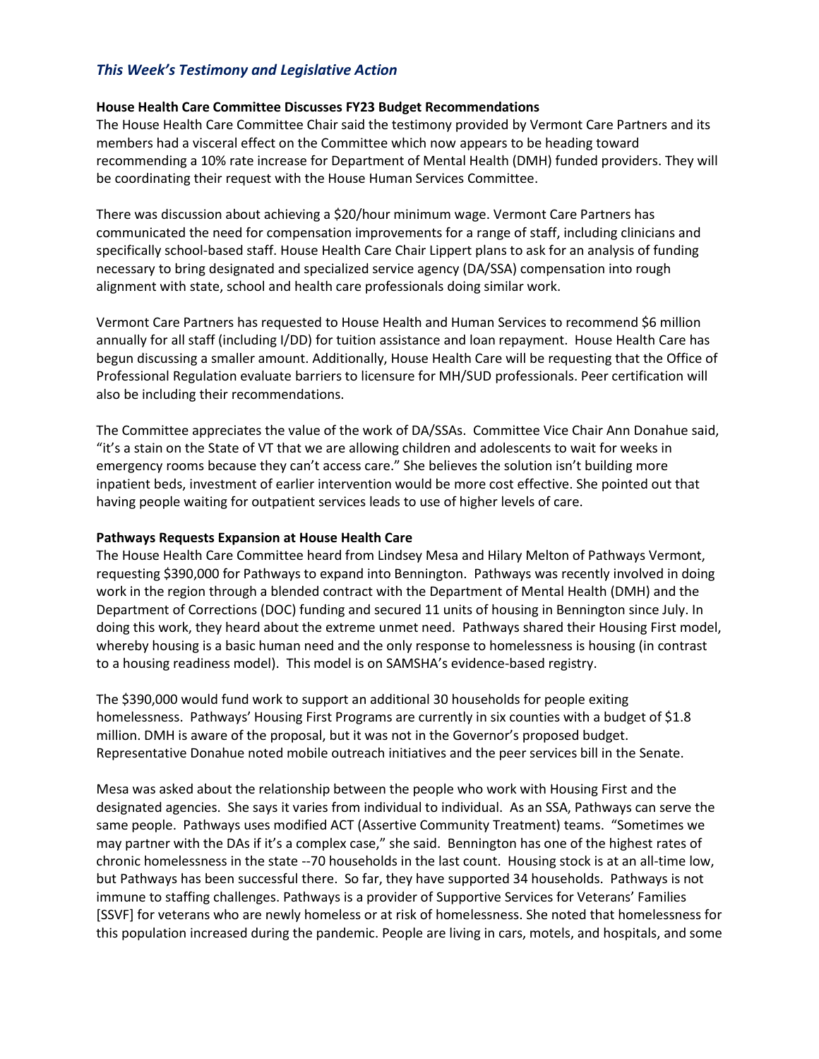## *This Week's Testimony and Legislative Action*

**House Health Care Committee Discusses FY23 Budget Recommendations**

The House Health Care Committee Chair said the testimony provided by Vermont Care Partners and its members had a visceral effect on the Committee which now appears to be heading toward recommending a 10% rate increase for Department of Mental Health (DMH) funded providers. They will be coordinating their request with the House Human Services Committee.

There was discussion about achieving a $20/hour minimum wage. Vermont Care Partners has communicated the need for compensation improvements for a range of staff, including clinicians and specifically school-based staff. House Health Care Chair Lippert plans to ask for an analysis of funding necessary to bring designated and specialized service agency (DA/SSA) compensation into rough alignment with state, school and health care professionals doing similar work.

Vermont Care Partners has requested to House Health and Human Services to recommend $6 million annually for all staff (including I/DD) for tuition assistance and loan repayment. House Health Care has begun discussing a smaller amount. Additionally, House Health Care will be requesting that the Office of Professional Regulation evaluate barriers to licensure for MH/SUD professionals. Peer certification will also be including their recommendations.

The Committee appreciates the value of the work of DA/SSAs. Committee Vice Chair Ann Donahue said, "it's a stain on the State of VT that we are allowing children and adolescents to wait for weeks in emergency rooms because they can't access care." She believes the solution isn't building more inpatient beds, investment of earlier intervention would be more cost effective. She pointed out that having people waiting for outpatient services leads to use of higher levels of care.

**Pathways Requests Expansion at House Health Care**

The House Health Care Committee heard from Lindsey Mesa and Hilary Melton of Pathways Vermont, requesting $390,000 for Pathways to expand into Bennington. Pathways was recently involved in doing work in the region through a blended contract with the Department of Mental Health (DMH) and the Department of Corrections (DOC) funding and secured 11 units of housing in Bennington since July. In doing this work, they heard about the extreme unmet need. Pathways shared their Housing First model, whereby housing is a basic human need and the only response to homelessness is housing (in contrast to a housing readiness model). This model is on SAMSHA's evidence-based registry.

The $390,000 would fund work to support an additional 30 households for people exiting homelessness. Pathways' Housing First Programs are currently in six counties with a budget of $1.8 million. DMH is aware of the proposal, but it was not in the Governor's proposed budget. Representative Donahue noted mobile outreach initiatives and the peer services bill in the Senate.

Mesa was asked about the relationship between the people who work with Housing First and the designated agencies. She says it varies from individual to individual. As an SSA, Pathways can serve the same people. Pathways uses modified ACT (Assertive Community Treatment) teams. "Sometimes we may partner with the DAs if it's a complex case," she said. Bennington has one of the highest rates of chronic homelessness in the state --70 households in the last count. Housing stock is at an all-time low, but Pathways has been successful there. So far, they have supported 34 households. Pathways is not immune to staffing challenges. Pathways is a provider of Supportive Services for Veterans' Families [SSVF] for veterans who are newly homeless or at risk of homelessness. She noted that homelessness for this population increased during the pandemic. People are living in cars, motels, and hospitals, and some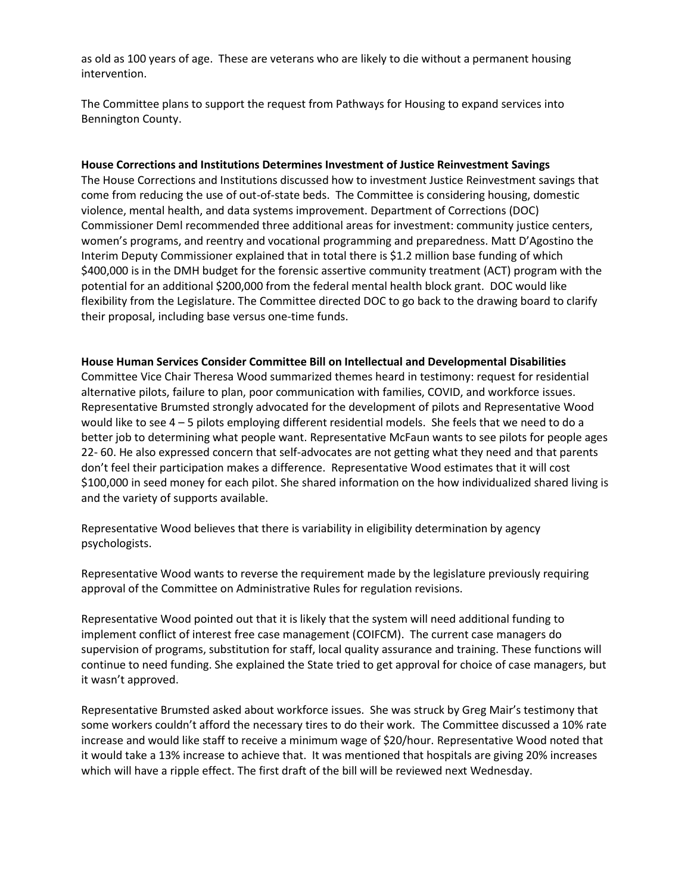as old as 100 years of age. These are veterans who are likely to die without a permanent housing intervention.

The Committee plans to support the request from Pathways for Housing to expand services into Bennington County.

**House Corrections and Institutions Determines Investment of Justice Reinvestment Savings**

The House Corrections and Institutions discussed how to investment Justice Reinvestment savings that come from reducing the use of out-of-state beds. The Committee is considering housing, domestic violence, mental health, and data systems improvement. Department of Corrections (DOC) Commissioner Deml recommended three additional areas for investment: community justice centers, women's programs, and reentry and vocational programming and preparedness. Matt D'Agostino the Interim Deputy Commissioner explained that in total there is $1.2 million base funding of which $400,000 is in the DMH budget for the forensic assertive community treatment (ACT) program with the potential for an additional $200,000 from the federal mental health block grant. DOC would like flexibility from the Legislature. The Committee directed DOC to go back to the drawing board to clarify their proposal, including base versus one-time funds.

**House Human Services Consider Committee Bill on Intellectual and Developmental Disabilities**

Committee Vice Chair Theresa Wood summarized themes heard in testimony: request for residential alternative pilots, failure to plan, poor communication with families, COVID, and workforce issues. Representative Brumsted strongly advocated for the development of pilots and Representative Wood would like to see 4 – 5 pilots employing different residential models. She feels that we need to do a better job to determining what people want. Representative McFaun wants to see pilots for people ages 22- 60. He also expressed concern that self-advocates are not getting what they need and that parents don't feel their participation makes a difference. Representative Wood estimates that it will cost $100,000 in seed money for each pilot. She shared information on the how individualized shared living is and the variety of supports available.

Representative Wood believes that there is variability in eligibility determination by agency psychologists.

Representative Wood wants to reverse the requirement made by the legislature previously requiring approval of the Committee on Administrative Rules for regulation revisions.

Representative Wood pointed out that it is likely that the system will need additional funding to implement conflict of interest free case management (COIFCM). The current case managers do supervision of programs, substitution for staff, local quality assurance and training. These functions will continue to need funding. She explained the State tried to get approval for choice of case managers, but it wasn't approved.

Representative Brumsted asked about workforce issues. She was struck by Greg Mair's testimony that some workers couldn't afford the necessary tires to do their work. The Committee discussed a 10% rate increase and would like staff to receive a minimum wage of $20/hour. Representative Wood noted that it would take a 13% increase to achieve that. It was mentioned that hospitals are giving 20% increases which will have a ripple effect. The first draft of the bill will be reviewed next Wednesday.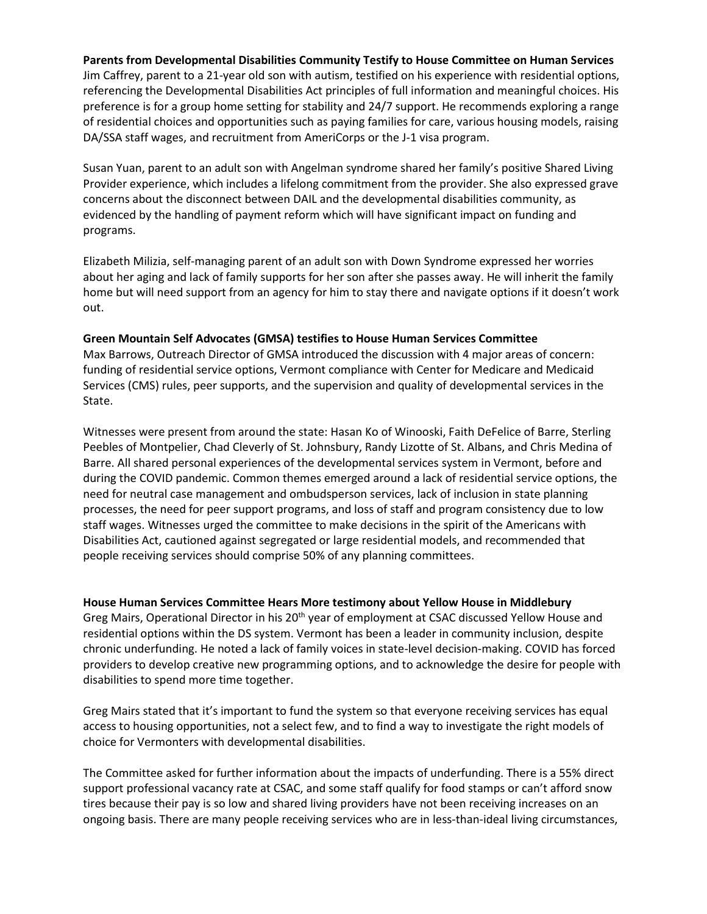**Parents from Developmental Disabilities Community Testify to House Committee on Human Services**
Jim Caffrey, parent to a 21-year old son with autism, testified on his experience with residential options, referencing the Developmental Disabilities Act principles of full information and meaningful choices. His preference is for a group home setting for stability and 24/7 support. He recommends exploring a range of residential choices and opportunities such as paying families for care, various housing models, raising DA/SSA staff wages, and recruitment from AmeriCorps or the J-1 visa program.

Susan Yuan, parent to an adult son with Angelman syndrome shared her family's positive Shared Living Provider experience, which includes a lifelong commitment from the provider. She also expressed grave concerns about the disconnect between DAIL and the developmental disabilities community, as evidenced by the handling of payment reform which will have significant impact on funding and programs.

Elizabeth Milizia, self-managing parent of an adult son with Down Syndrome expressed her worries about her aging and lack of family supports for her son after she passes away. He will inherit the family home but will need support from an agency for him to stay there and navigate options if it doesn't work out.

**Green Mountain Self Advocates (GMSA) testifies to House Human Services Committee**
Max Barrows, Outreach Director of GMSA introduced the discussion with 4 major areas of concern: funding of residential service options, Vermont compliance with Center for Medicare and Medicaid Services (CMS) rules, peer supports, and the supervision and quality of developmental services in the State.

Witnesses were present from around the state: Hasan Ko of Winooski, Faith DeFelice of Barre, Sterling Peebles of Montpelier, Chad Cleverly of St. Johnsbury, Randy Lizotte of St. Albans, and Chris Medina of Barre. All shared personal experiences of the developmental services system in Vermont, before and during the COVID pandemic. Common themes emerged around a lack of residential service options, the need for neutral case management and ombudsperson services, lack of inclusion in state planning processes, the need for peer support programs, and loss of staff and program consistency due to low staff wages. Witnesses urged the committee to make decisions in the spirit of the Americans with Disabilities Act, cautioned against segregated or large residential models, and recommended that people receiving services should comprise 50% of any planning committees.

**House Human Services Committee Hears More testimony about Yellow House in Middlebury**
Greg Mairs, Operational Director in his 20th year of employment at CSAC discussed Yellow House and residential options within the DS system. Vermont has been a leader in community inclusion, despite chronic underfunding. He noted a lack of family voices in state-level decision-making. COVID has forced providers to develop creative new programming options, and to acknowledge the desire for people with disabilities to spend more time together.

Greg Mairs stated that it's important to fund the system so that everyone receiving services has equal access to housing opportunities, not a select few, and to find a way to investigate the right models of choice for Vermonters with developmental disabilities.

The Committee asked for further information about the impacts of underfunding. There is a 55% direct support professional vacancy rate at CSAC, and some staff qualify for food stamps or can't afford snow tires because their pay is so low and shared living providers have not been receiving increases on an ongoing basis. There are many people receiving services who are in less-than-ideal living circumstances,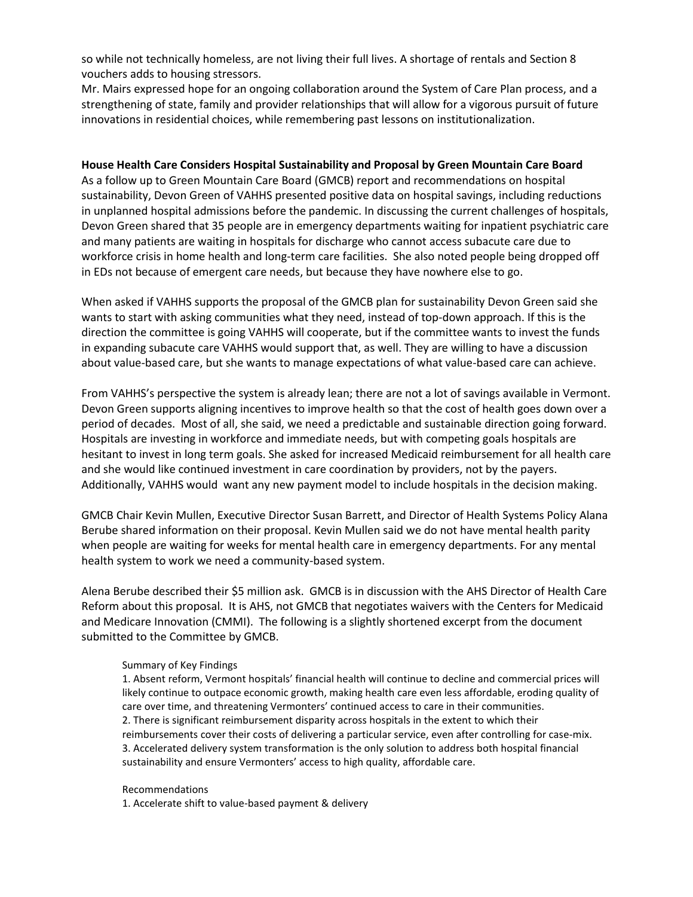so while not technically homeless, are not living their full lives. A shortage of rentals and Section 8 vouchers adds to housing stressors.

Mr. Mairs expressed hope for an ongoing collaboration around the System of Care Plan process, and a strengthening of state, family and provider relationships that will allow for a vigorous pursuit of future innovations in residential choices, while remembering past lessons on institutionalization.

**House Health Care Considers Hospital Sustainability and Proposal by Green Mountain Care Board**

As a follow up to Green Mountain Care Board (GMCB) report and recommendations on hospital sustainability, Devon Green of VAHHS presented positive data on hospital savings, including reductions in unplanned hospital admissions before the pandemic. In discussing the current challenges of hospitals, Devon Green shared that 35 people are in emergency departments waiting for inpatient psychiatric care and many patients are waiting in hospitals for discharge who cannot access subacute care due to workforce crisis in home health and long-term care facilities. She also noted people being dropped off in EDs not because of emergent care needs, but because they have nowhere else to go.

When asked if VAHHS supports the proposal of the GMCB plan for sustainability Devon Green said she wants to start with asking communities what they need, instead of top-down approach. If this is the direction the committee is going VAHHS will cooperate, but if the committee wants to invest the funds in expanding subacute care VAHHS would support that, as well. They are willing to have a discussion about value-based care, but she wants to manage expectations of what value-based care can achieve.

From VAHHS's perspective the system is already lean; there are not a lot of savings available in Vermont. Devon Green supports aligning incentives to improve health so that the cost of health goes down over a period of decades. Most of all, she said, we need a predictable and sustainable direction going forward. Hospitals are investing in workforce and immediate needs, but with competing goals hospitals are hesitant to invest in long term goals. She asked for increased Medicaid reimbursement for all health care and she would like continued investment in care coordination by providers, not by the payers. Additionally, VAHHS would want any new payment model to include hospitals in the decision making.

GMCB Chair Kevin Mullen, Executive Director Susan Barrett, and Director of Health Systems Policy Alana Berube shared information on their proposal. Kevin Mullen said we do not have mental health parity when people are waiting for weeks for mental health care in emergency departments. For any mental health system to work we need a community-based system.

Alena Berube described their $5 million ask. GMCB is in discussion with the AHS Director of Health Care Reform about this proposal. It is AHS, not GMCB that negotiates waivers with the Centers for Medicaid and Medicare Innovation (CMMI). The following is a slightly shortened excerpt from the document submitted to the Committee by GMCB.

> Summary of Key Findings
>
> 1. Absent reform, Vermont hospitals' financial health will continue to decline and commercial prices will likely continue to outpace economic growth, making health care even less affordable, eroding quality of care over time, and threatening Vermonters' continued access to care in their communities.
> 2. There is significant reimbursement disparity across hospitals in the extent to which their reimbursements cover their costs of delivering a particular service, even after controlling for case-mix.
> 3. Accelerated delivery system transformation is the only solution to address both hospital financial sustainability and ensure Vermonters' access to high quality, affordable care.
>
> Recommendations
>
> 1. Accelerate shift to value-based payment & delivery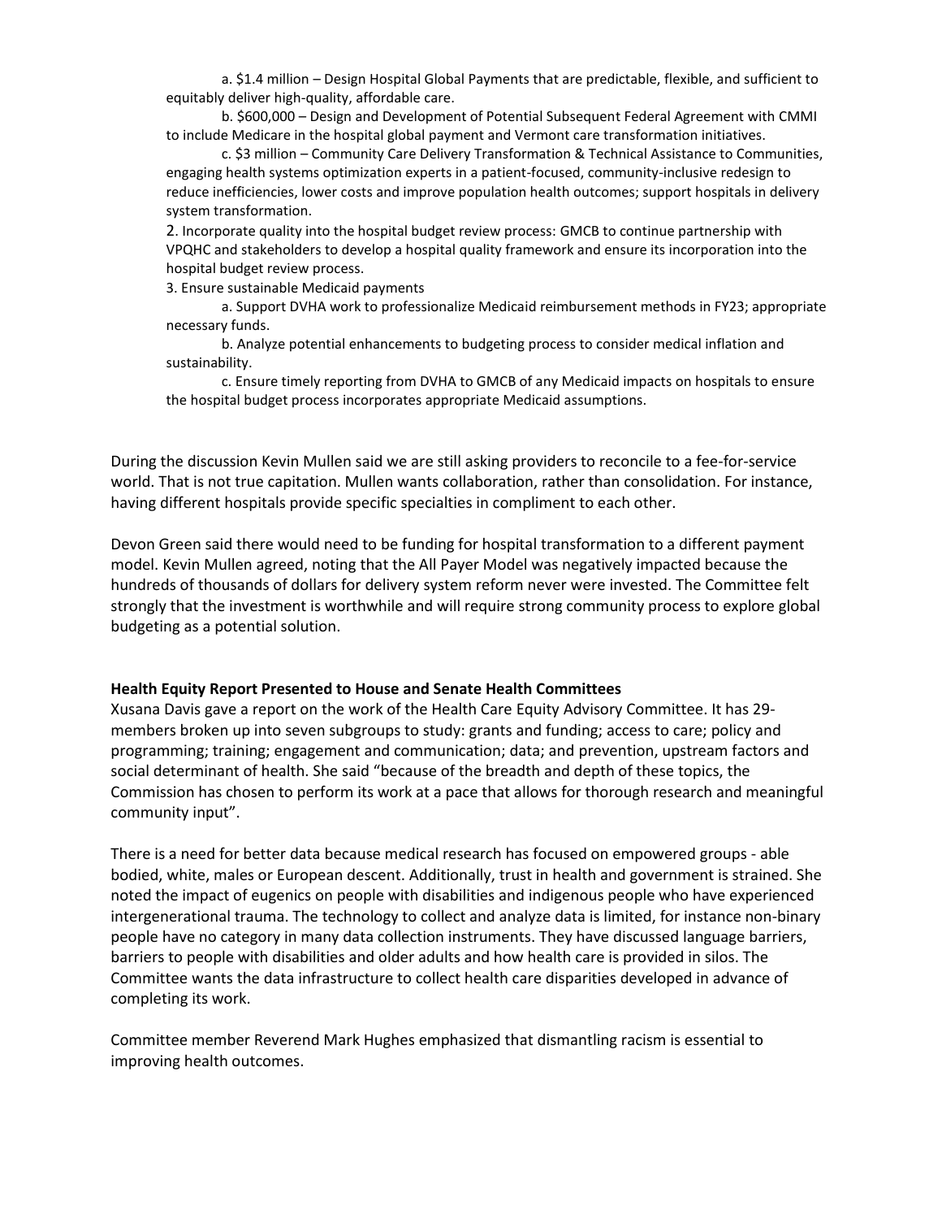a. $1.4 million – Design Hospital Global Payments that are predictable, flexible, and sufficient to equitably deliver high-quality, affordable care.

b. $600,000 – Design and Development of Potential Subsequent Federal Agreement with CMMI to include Medicare in the hospital global payment and Vermont care transformation initiatives.

c. $3 million – Community Care Delivery Transformation & Technical Assistance to Communities, engaging health systems optimization experts in a patient-focused, community-inclusive redesign to reduce inefficiencies, lower costs and improve population health outcomes; support hospitals in delivery system transformation.

2. Incorporate quality into the hospital budget review process: GMCB to continue partnership with VPQHC and stakeholders to develop a hospital quality framework and ensure its incorporation into the hospital budget review process.

3. Ensure sustainable Medicaid payments

a. Support DVHA work to professionalize Medicaid reimbursement methods in FY23; appropriate necessary funds.

b. Analyze potential enhancements to budgeting process to consider medical inflation and sustainability.

c. Ensure timely reporting from DVHA to GMCB of any Medicaid impacts on hospitals to ensure the hospital budget process incorporates appropriate Medicaid assumptions.

During the discussion Kevin Mullen said we are still asking providers to reconcile to a fee-for-service world. That is not true capitation. Mullen wants collaboration, rather than consolidation. For instance, having different hospitals provide specific specialties in compliment to each other.

Devon Green said there would need to be funding for hospital transformation to a different payment model. Kevin Mullen agreed, noting that the All Payer Model was negatively impacted because the hundreds of thousands of dollars for delivery system reform never were invested. The Committee felt strongly that the investment is worthwhile and will require strong community process to explore global budgeting as a potential solution.

**Health Equity Report Presented to House and Senate Health Committees**

Xusana Davis gave a report on the work of the Health Care Equity Advisory Committee. It has 29-members broken up into seven subgroups to study: grants and funding; access to care; policy and programming; training; engagement and communication; data; and prevention, upstream factors and social determinant of health. She said "because of the breadth and depth of these topics, the Commission has chosen to perform its work at a pace that allows for thorough research and meaningful community input".

There is a need for better data because medical research has focused on empowered groups - able bodied, white, males or European descent. Additionally, trust in health and government is strained. She noted the impact of eugenics on people with disabilities and indigenous people who have experienced intergenerational trauma. The technology to collect and analyze data is limited, for instance non-binary people have no category in many data collection instruments. They have discussed language barriers, barriers to people with disabilities and older adults and how health care is provided in silos. The Committee wants the data infrastructure to collect health care disparities developed in advance of completing its work.

Committee member Reverend Mark Hughes emphasized that dismantling racism is essential to improving health outcomes.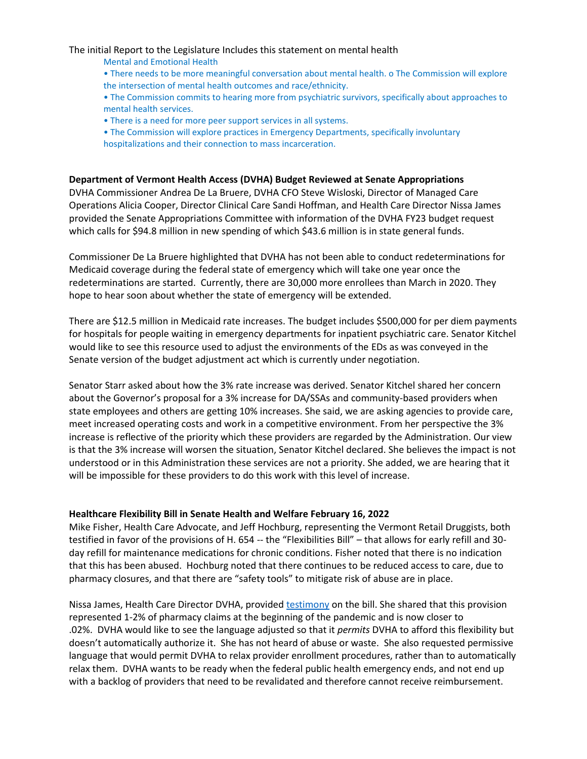The initial Report to the Legislature Includes this statement on mental health

Mental and Emotional Health

- There needs to be more meaningful conversation about mental health. o The Commission will explore the intersection of mental health outcomes and race/ethnicity.
- The Commission commits to hearing more from psychiatric survivors, specifically about approaches to mental health services.
- There is a need for more peer support services in all systems.
- The Commission will explore practices in Emergency Departments, specifically involuntary hospitalizations and their connection to mass incarceration.

**Department of Vermont Health Access (DVHA) Budget Reviewed at Senate Appropriations**

DVHA Commissioner Andrea De La Bruere, DVHA CFO Steve Wisloski, Director of Managed Care Operations Alicia Cooper, Director Clinical Care Sandi Hoffman, and Health Care Director Nissa James provided the Senate Appropriations Committee with information of the DVHA FY23 budget request which calls for $94.8 million in new spending of which $43.6 million is in state general funds.

Commissioner De La Bruere highlighted that DVHA has not been able to conduct redeterminations for Medicaid coverage during the federal state of emergency which will take one year once the redeterminations are started. Currently, there are 30,000 more enrollees than March in 2020. They hope to hear soon about whether the state of emergency will be extended.

There are $12.5 million in Medicaid rate increases. The budget includes $500,000 for per diem payments for hospitals for people waiting in emergency departments for inpatient psychiatric care. Senator Kitchel would like to see this resource used to adjust the environments of the EDs as was conveyed in the Senate version of the budget adjustment act which is currently under negotiation.

Senator Starr asked about how the 3% rate increase was derived. Senator Kitchel shared her concern about the Governor's proposal for a 3% increase for DA/SSAs and community-based providers when state employees and others are getting 10% increases. She said, we are asking agencies to provide care, meet increased operating costs and work in a competitive environment. From her perspective the 3% increase is reflective of the priority which these providers are regarded by the Administration. Our view is that the 3% increase will worsen the situation, Senator Kitchel declared. She believes the impact is not understood or in this Administration these services are not a priority. She added, we are hearing that it will be impossible for these providers to do this work with this level of increase.

**Healthcare Flexibility Bill in Senate Health and Welfare February 16, 2022**

Mike Fisher, Health Care Advocate, and Jeff Hochburg, representing the Vermont Retail Druggists, both testified in favor of the provisions of H. 654 -- the "Flexibilities Bill" – that allows for early refill and 30-day refill for maintenance medications for chronic conditions. Fisher noted that there is no indication that this has been abused. Hochburg noted that there continues to be reduced access to care, due to pharmacy closures, and that there are "safety tools" to mitigate risk of abuse are in place.

Nissa James, Health Care Director DVHA, provided testimony on the bill. She shared that this provision represented 1-2% of pharmacy claims at the beginning of the pandemic and is now closer to .02%. DVHA would like to see the language adjusted so that it *permits* DVHA to afford this flexibility but doesn't automatically authorize it. She has not heard of abuse or waste. She also requested permissive language that would permit DVHA to relax provider enrollment procedures, rather than to automatically relax them. DVHA wants to be ready when the federal public health emergency ends, and not end up with a backlog of providers that need to be revalidated and therefore cannot receive reimbursement.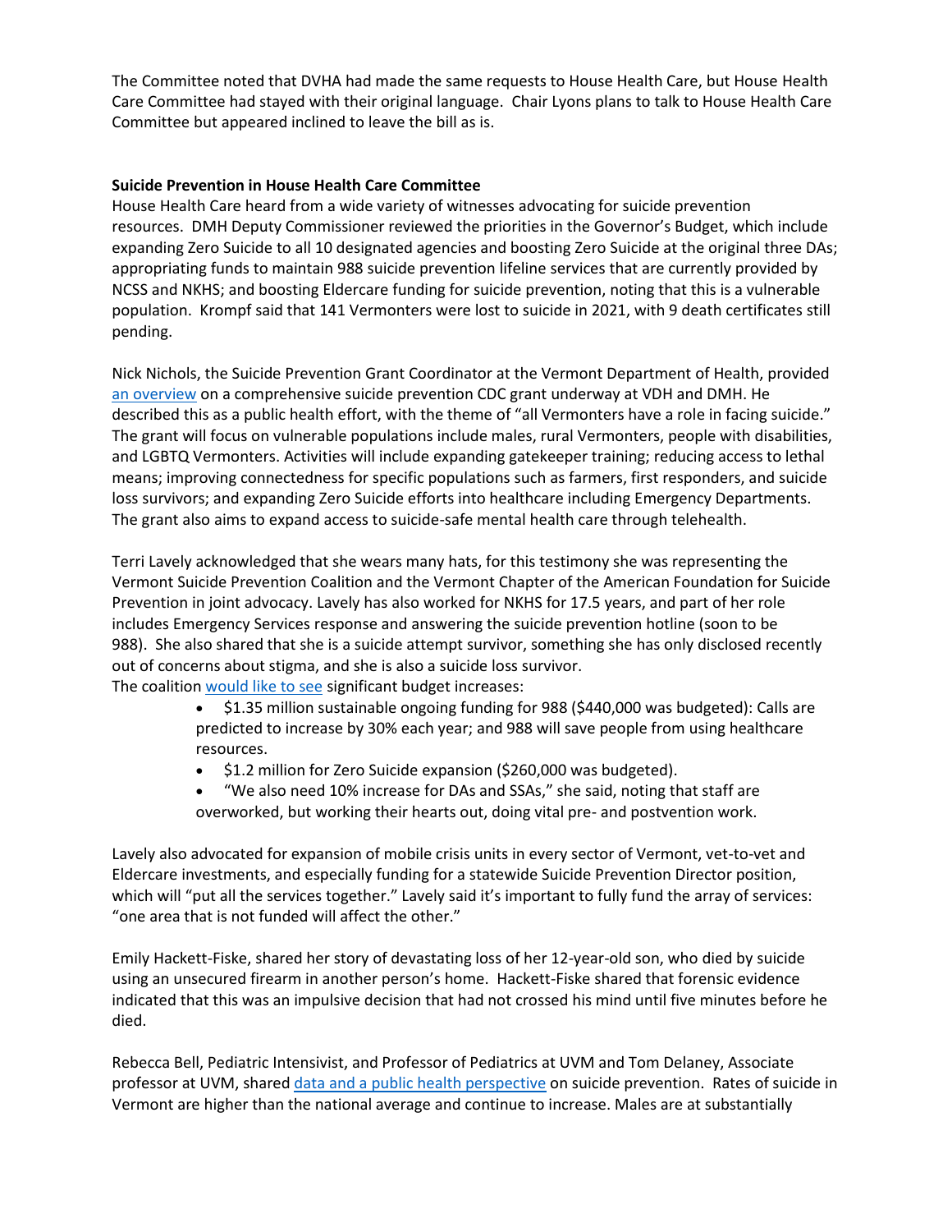The Committee noted that DVHA had made the same requests to House Health Care, but House Health Care Committee had stayed with their original language. Chair Lyons plans to talk to House Health Care Committee but appeared inclined to leave the bill as is.

**Suicide Prevention in House Health Care Committee**

House Health Care heard from a wide variety of witnesses advocating for suicide prevention resources. DMH Deputy Commissioner reviewed the priorities in the Governor's Budget, which include expanding Zero Suicide to all 10 designated agencies and boosting Zero Suicide at the original three DAs; appropriating funds to maintain 988 suicide prevention lifeline services that are currently provided by NCSS and NKHS; and boosting Eldercare funding for suicide prevention, noting that this is a vulnerable population. Krompf said that 141 Vermonters were lost to suicide in 2021, with 9 death certificates still pending.

Nick Nichols, the Suicide Prevention Grant Coordinator at the Vermont Department of Health, provided an overview on a comprehensive suicide prevention CDC grant underway at VDH and DMH. He described this as a public health effort, with the theme of "all Vermonters have a role in facing suicide." The grant will focus on vulnerable populations include males, rural Vermonters, people with disabilities, and LGBTQ Vermonters. Activities will include expanding gatekeeper training; reducing access to lethal means; improving connectedness for specific populations such as farmers, first responders, and suicide loss survivors; and expanding Zero Suicide efforts into healthcare including Emergency Departments. The grant also aims to expand access to suicide-safe mental health care through telehealth.

Terri Lavely acknowledged that she wears many hats, for this testimony she was representing the Vermont Suicide Prevention Coalition and the Vermont Chapter of the American Foundation for Suicide Prevention in joint advocacy. Lavely has also worked for NKHS for 17.5 years, and part of her role includes Emergency Services response and answering the suicide prevention hotline (soon to be 988). She also shared that she is a suicide attempt survivor, something she has only disclosed recently out of concerns about stigma, and she is also a suicide loss survivor.
The coalition would like to see significant budget increases:

- $1.35 million sustainable ongoing funding for 988 ($440,000 was budgeted): Calls are predicted to increase by 30% each year; and 988 will save people from using healthcare resources.
- $1.2 million for Zero Suicide expansion ($260,000 was budgeted).
- "We also need 10% increase for DAs and SSAs," she said, noting that staff are overworked, but working their hearts out, doing vital pre- and postvention work.

Lavely also advocated for expansion of mobile crisis units in every sector of Vermont, vet-to-vet and Eldercare investments, and especially funding for a statewide Suicide Prevention Director position, which will "put all the services together." Lavely said it's important to fully fund the array of services: "one area that is not funded will affect the other."

Emily Hackett-Fiske, shared her story of devastating loss of her 12-year-old son, who died by suicide using an unsecured firearm in another person's home. Hackett-Fiske shared that forensic evidence indicated that this was an impulsive decision that had not crossed his mind until five minutes before he died.

Rebecca Bell, Pediatric Intensivist, and Professor of Pediatrics at UVM and Tom Delaney, Associate professor at UVM, shared data and a public health perspective on suicide prevention. Rates of suicide in Vermont are higher than the national average and continue to increase. Males are at substantially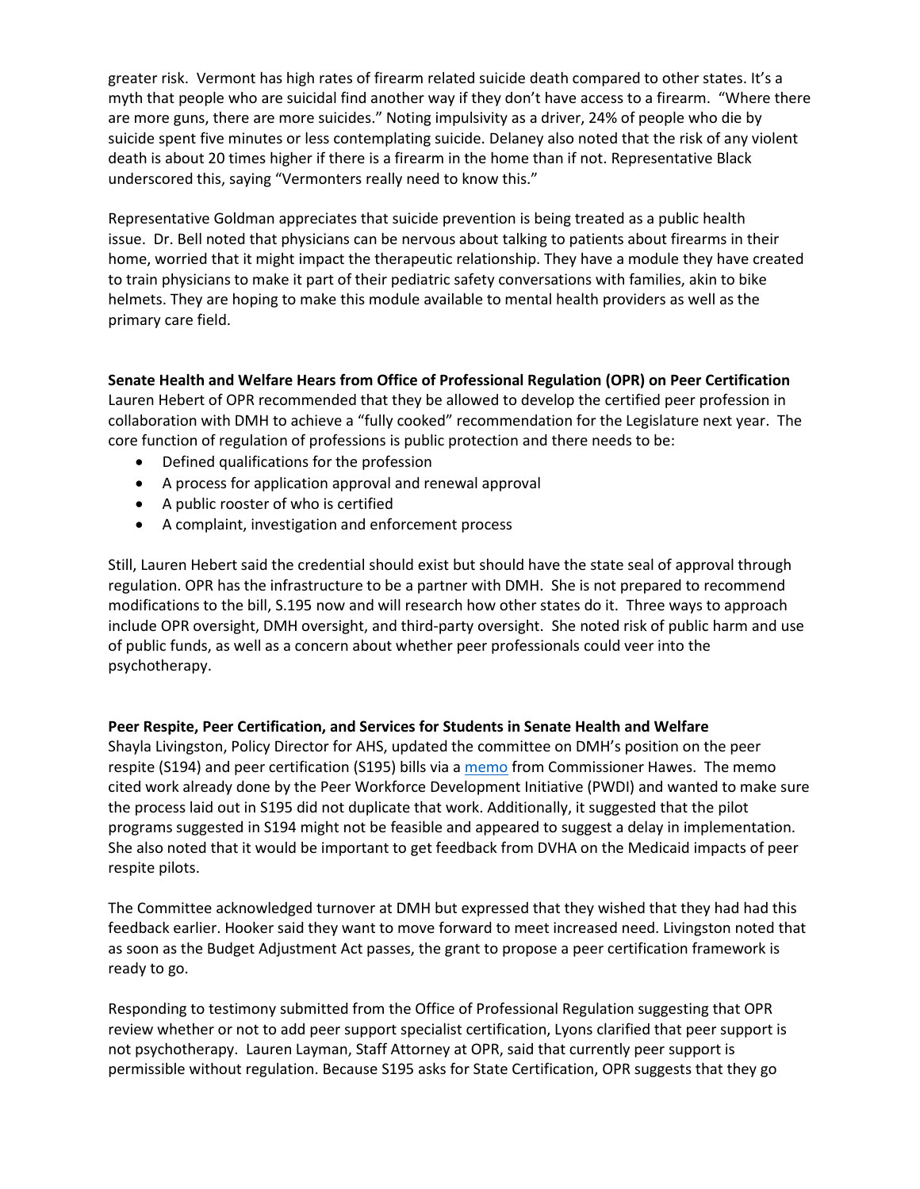greater risk. Vermont has high rates of firearm related suicide death compared to other states. It's a myth that people who are suicidal find another way if they don't have access to a firearm. "Where there are more guns, there are more suicides." Noting impulsivity as a driver, 24% of people who die by suicide spent five minutes or less contemplating suicide. Delaney also noted that the risk of any violent death is about 20 times higher if there is a firearm in the home than if not. Representative Black underscored this, saying "Vermonters really need to know this."

Representative Goldman appreciates that suicide prevention is being treated as a public health issue. Dr. Bell noted that physicians can be nervous about talking to patients about firearms in their home, worried that it might impact the therapeutic relationship. They have a module they have created to train physicians to make it part of their pediatric safety conversations with families, akin to bike helmets. They are hoping to make this module available to mental health providers as well as the primary care field.

**Senate Health and Welfare Hears from Office of Professional Regulation (OPR) on Peer Certification**

Lauren Hebert of OPR recommended that they be allowed to develop the certified peer profession in collaboration with DMH to achieve a "fully cooked" recommendation for the Legislature next year. The core function of regulation of professions is public protection and there needs to be:

- Defined qualifications for the profession
- A process for application approval and renewal approval
- A public rooster of who is certified
- A complaint, investigation and enforcement process

Still, Lauren Hebert said the credential should exist but should have the state seal of approval through regulation. OPR has the infrastructure to be a partner with DMH. She is not prepared to recommend modifications to the bill, S.195 now and will research how other states do it. Three ways to approach include OPR oversight, DMH oversight, and third-party oversight. She noted risk of public harm and use of public funds, as well as a concern about whether peer professionals could veer into the psychotherapy.

**Peer Respite, Peer Certification, and Services for Students in Senate Health and Welfare**

Shayla Livingston, Policy Director for AHS, updated the committee on DMH's position on the peer respite (S194) and peer certification (S195) bills via a memo from Commissioner Hawes. The memo cited work already done by the Peer Workforce Development Initiative (PWDI) and wanted to make sure the process laid out in S195 did not duplicate that work. Additionally, it suggested that the pilot programs suggested in S194 might not be feasible and appeared to suggest a delay in implementation. She also noted that it would be important to get feedback from DVHA on the Medicaid impacts of peer respite pilots.

The Committee acknowledged turnover at DMH but expressed that they wished that they had had this feedback earlier. Hooker said they want to move forward to meet increased need. Livingston noted that as soon as the Budget Adjustment Act passes, the grant to propose a peer certification framework is ready to go.

Responding to testimony submitted from the Office of Professional Regulation suggesting that OPR review whether or not to add peer support specialist certification, Lyons clarified that peer support is not psychotherapy. Lauren Layman, Staff Attorney at OPR, said that currently peer support is permissible without regulation. Because S195 asks for State Certification, OPR suggests that they go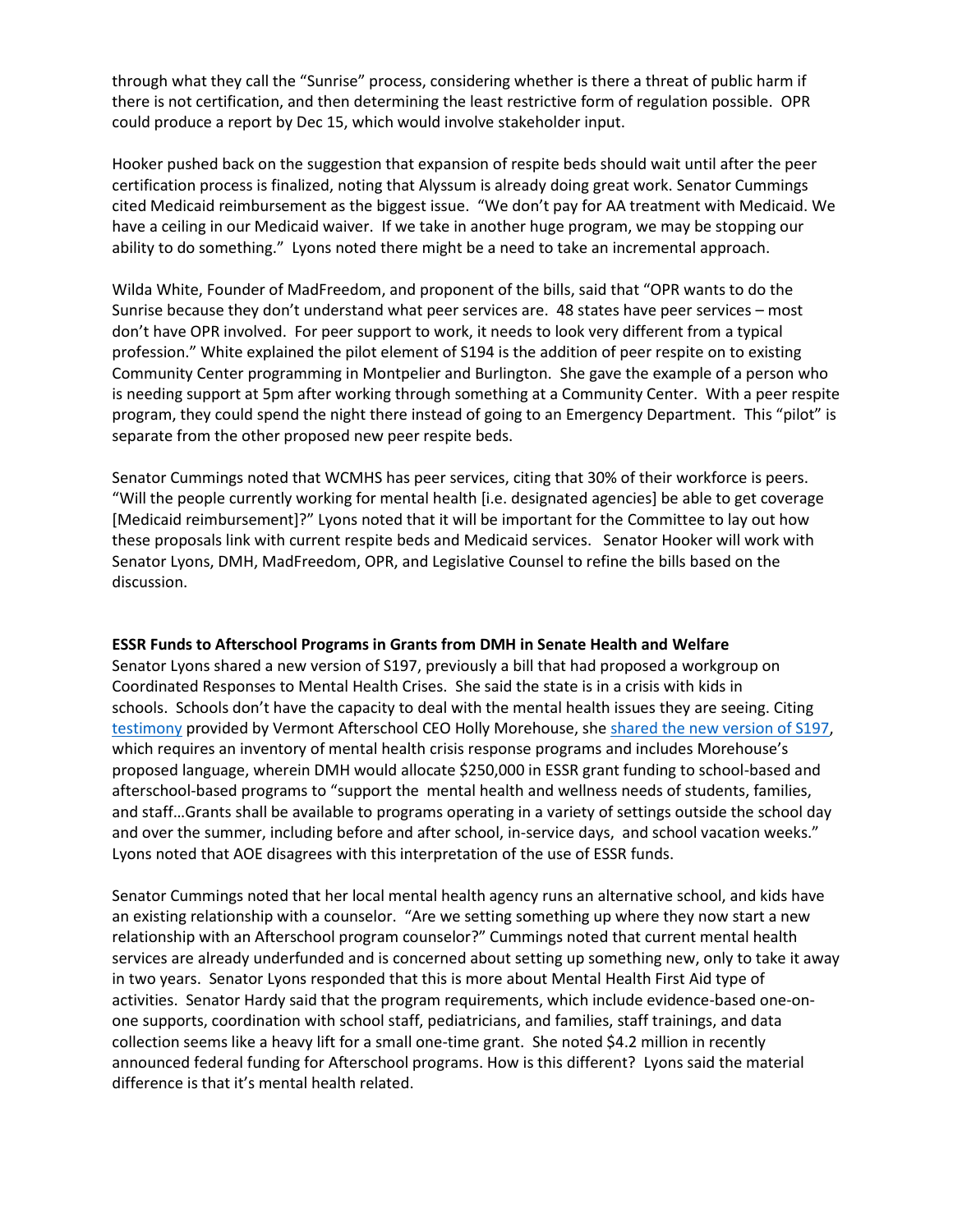through what they call the "Sunrise" process, considering whether is there a threat of public harm if there is not certification, and then determining the least restrictive form of regulation possible. OPR could produce a report by Dec 15, which would involve stakeholder input.

Hooker pushed back on the suggestion that expansion of respite beds should wait until after the peer certification process is finalized, noting that Alyssum is already doing great work. Senator Cummings cited Medicaid reimbursement as the biggest issue. "We don't pay for AA treatment with Medicaid. We have a ceiling in our Medicaid waiver. If we take in another huge program, we may be stopping our ability to do something." Lyons noted there might be a need to take an incremental approach.

Wilda White, Founder of MadFreedom, and proponent of the bills, said that "OPR wants to do the Sunrise because they don't understand what peer services are. 48 states have peer services – most don't have OPR involved. For peer support to work, it needs to look very different from a typical profession." White explained the pilot element of S194 is the addition of peer respite on to existing Community Center programming in Montpelier and Burlington. She gave the example of a person who is needing support at 5pm after working through something at a Community Center. With a peer respite program, they could spend the night there instead of going to an Emergency Department. This "pilot" is separate from the other proposed new peer respite beds.

Senator Cummings noted that WCMHS has peer services, citing that 30% of their workforce is peers. "Will the people currently working for mental health [i.e. designated agencies] be able to get coverage [Medicaid reimbursement]?" Lyons noted that it will be important for the Committee to lay out how these proposals link with current respite beds and Medicaid services. Senator Hooker will work with Senator Lyons, DMH, MadFreedom, OPR, and Legislative Counsel to refine the bills based on the discussion.

**ESSR Funds to Afterschool Programs in Grants from DMH in Senate Health and Welfare**

Senator Lyons shared a new version of S197, previously a bill that had proposed a workgroup on Coordinated Responses to Mental Health Crises. She said the state is in a crisis with kids in schools. Schools don't have the capacity to deal with the mental health issues they are seeing. Citing testimony provided by Vermont Afterschool CEO Holly Morehouse, she shared the new version of S197, which requires an inventory of mental health crisis response programs and includes Morehouse's proposed language, wherein DMH would allocate $250,000 in ESSR grant funding to school-based and afterschool-based programs to "support the mental health and wellness needs of students, families, and staff…Grants shall be available to programs operating in a variety of settings outside the school day and over the summer, including before and after school, in-service days, and school vacation weeks." Lyons noted that AOE disagrees with this interpretation of the use of ESSR funds.

Senator Cummings noted that her local mental health agency runs an alternative school, and kids have an existing relationship with a counselor. "Are we setting something up where they now start a new relationship with an Afterschool program counselor?" Cummings noted that current mental health services are already underfunded and is concerned about setting up something new, only to take it away in two years. Senator Lyons responded that this is more about Mental Health First Aid type of activities. Senator Hardy said that the program requirements, which include evidence-based one-on-one supports, coordination with school staff, pediatricians, and families, staff trainings, and data collection seems like a heavy lift for a small one-time grant. She noted $4.2 million in recently announced federal funding for Afterschool programs. How is this different? Lyons said the material difference is that it's mental health related.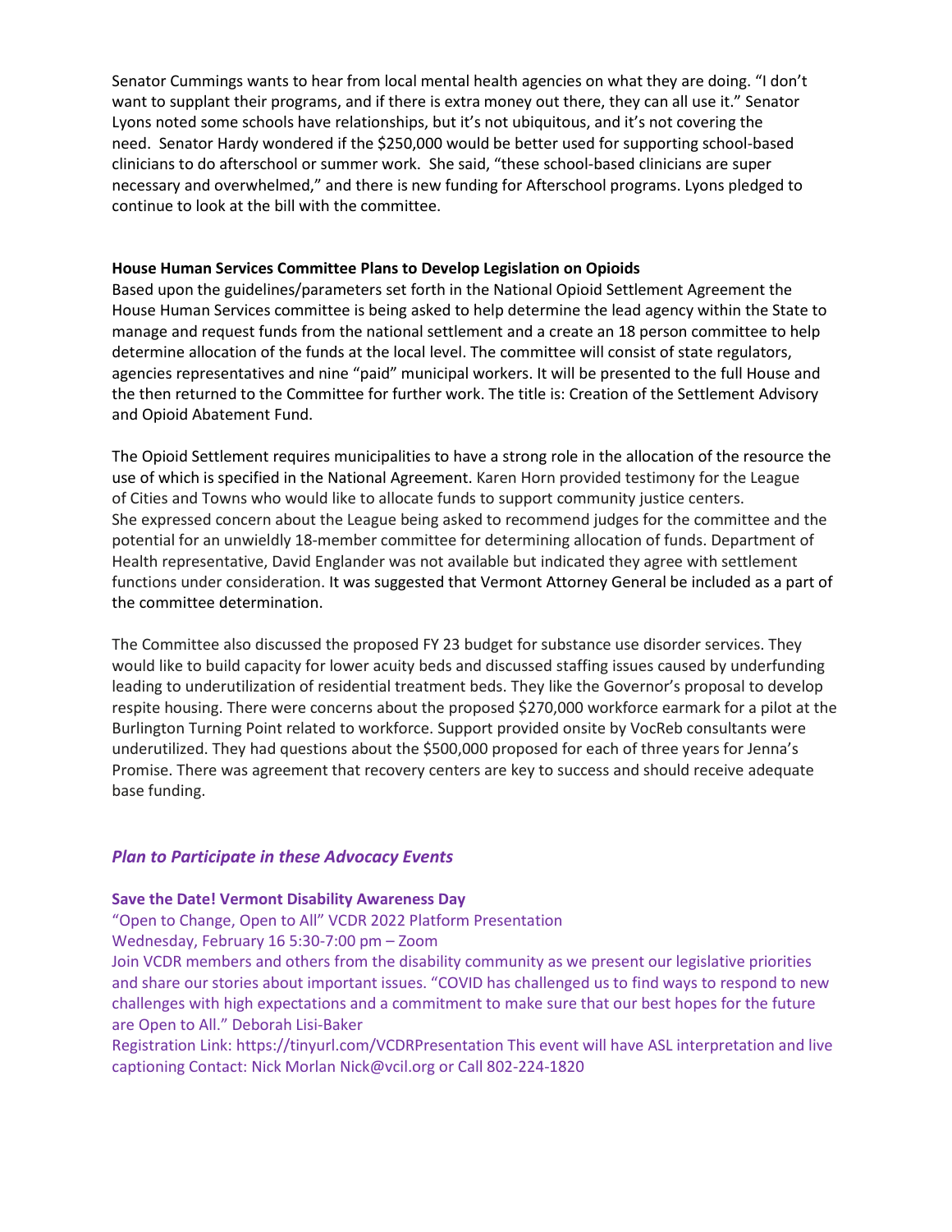Senator Cummings wants to hear from local mental health agencies on what they are doing. "I don't want to supplant their programs, and if there is extra money out there, they can all use it." Senator Lyons noted some schools have relationships, but it's not ubiquitous, and it's not covering the need. Senator Hardy wondered if the $250,000 would be better used for supporting school-based clinicians to do afterschool or summer work. She said, "these school-based clinicians are super necessary and overwhelmed," and there is new funding for Afterschool programs. Lyons pledged to continue to look at the bill with the committee.

**House Human Services Committee Plans to Develop Legislation on Opioids**

Based upon the guidelines/parameters set forth in the National Opioid Settlement Agreement the House Human Services committee is being asked to help determine the lead agency within the State to manage and request funds from the national settlement and a create an 18 person committee to help determine allocation of the funds at the local level. The committee will consist of state regulators, agencies representatives and nine "paid" municipal workers. It will be presented to the full House and the then returned to the Committee for further work. The title is: Creation of the Settlement Advisory and Opioid Abatement Fund.

The Opioid Settlement requires municipalities to have a strong role in the allocation of the resource the use of which is specified in the National Agreement. Karen Horn provided testimony for the League of Cities and Towns who would like to allocate funds to support community justice centers. She expressed concern about the League being asked to recommend judges for the committee and the potential for an unwieldly 18-member committee for determining allocation of funds. Department of Health representative, David Englander was not available but indicated they agree with settlement functions under consideration. It was suggested that Vermont Attorney General be included as a part of the committee determination.

The Committee also discussed the proposed FY 23 budget for substance use disorder services. They would like to build capacity for lower acuity beds and discussed staffing issues caused by underfunding leading to underutilization of residential treatment beds. They like the Governor's proposal to develop respite housing. There were concerns about the proposed $270,000 workforce earmark for a pilot at the Burlington Turning Point related to workforce. Support provided onsite by VocReb consultants were underutilized. They had questions about the $500,000 proposed for each of three years for Jenna's Promise. There was agreement that recovery centers are key to success and should receive adequate base funding.

## *Plan to Participate in these Advocacy Events*

**Save the Date! Vermont Disability Awareness Day**

"Open to Change, Open to All" VCDR 2022 Platform Presentation

Wednesday, February 16 5:30-7:00 pm – Zoom

Join VCDR members and others from the disability community as we present our legislative priorities and share our stories about important issues. "COVID has challenged us to find ways to respond to new challenges with high expectations and a commitment to make sure that our best hopes for the future are Open to All." Deborah Lisi-Baker

Registration Link: https://tinyurl.com/VCDRPresentation This event will have ASL interpretation and live captioning Contact: Nick Morlan Nick@vcil.org or Call 802-224-1820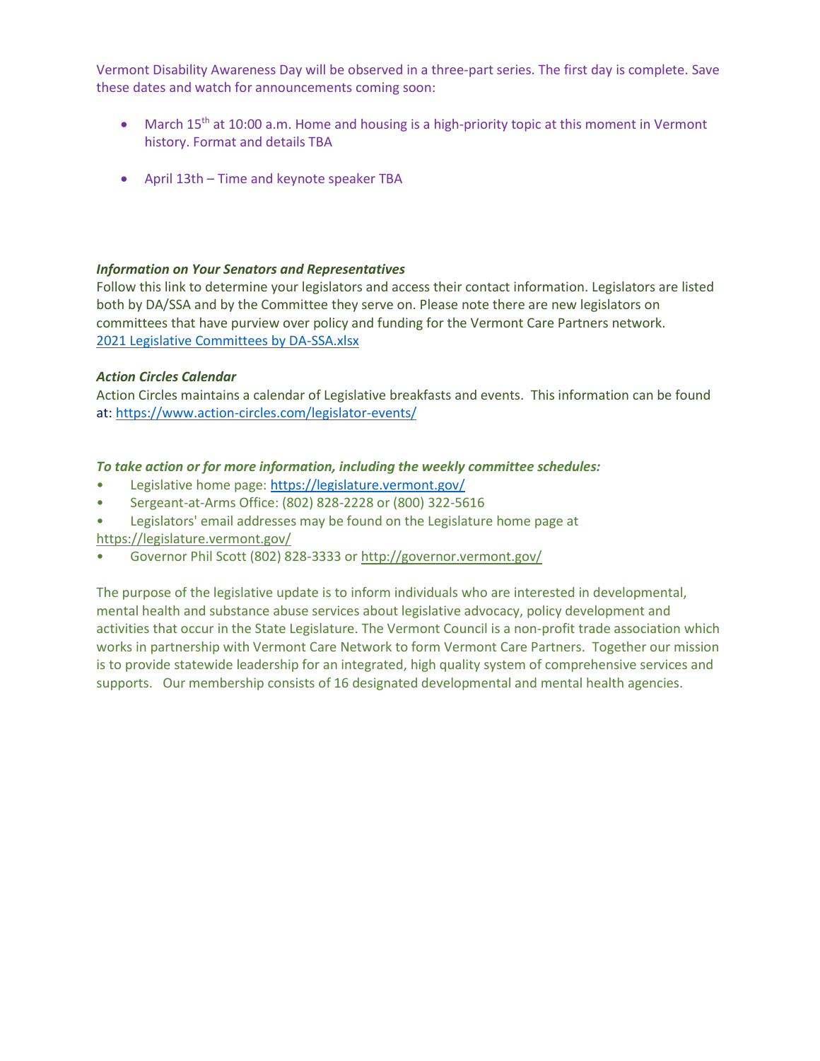Vermont Disability Awareness Day will be observed in a three-part series. The first day is complete. Save these dates and watch for announcements coming soon:

- March 15th at 10:00 a.m. Home and housing is a high-priority topic at this moment in Vermont history. Format and details TBA
- April 13th – Time and keynote speaker TBA

***Information on Your Senators and Representatives***

Follow this link to determine your legislators and access their contact information. Legislators are listed both by DA/SSA and by the Committee they serve on. Please note there are new legislators on committees that have purview over policy and funding for the Vermont Care Partners network.
2021 Legislative Committees by DA-SSA.xlsx

***Action Circles Calendar***

Action Circles maintains a calendar of Legislative breakfasts and events. This information can be found at: https://www.action-circles.com/legislator-events/

***To take action or for more information, including the weekly committee schedules:***

- Legislative home page: https://legislature.vermont.gov/
- Sergeant-at-Arms Office: (802) 828-2228 or (800) 322-5616
- Legislators' email addresses may be found on the Legislature home page at https://legislature.vermont.gov/
- Governor Phil Scott (802) 828-3333 or http://governor.vermont.gov/

The purpose of the legislative update is to inform individuals who are interested in developmental, mental health and substance abuse services about legislative advocacy, policy development and activities that occur in the State Legislature. The Vermont Council is a non-profit trade association which works in partnership with Vermont Care Network to form Vermont Care Partners. Together our mission is to provide statewide leadership for an integrated, high quality system of comprehensive services and supports. Our membership consists of 16 designated developmental and mental health agencies.